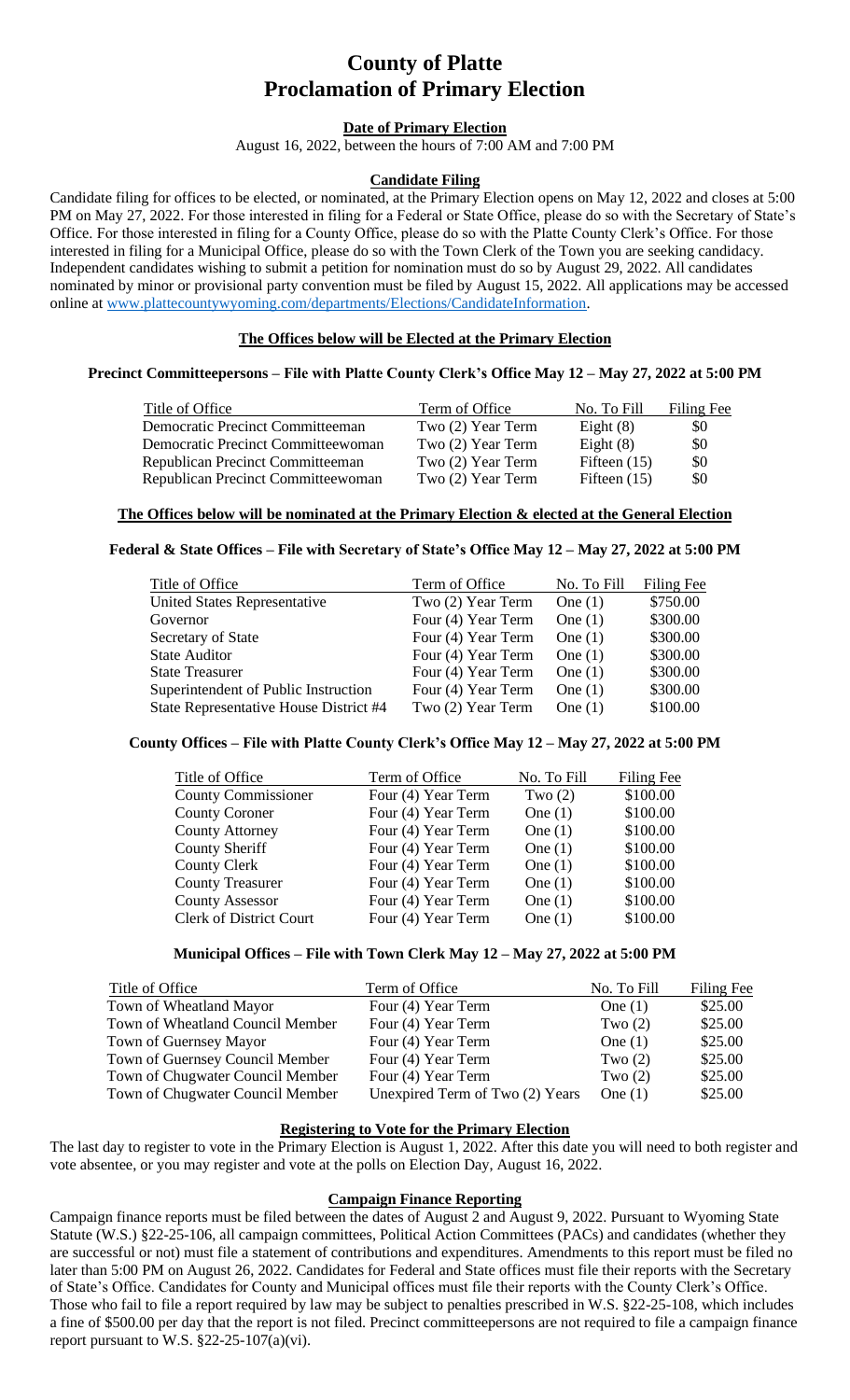# County of Platte
# Proclamation of Primary Election

## Date of Primary Election

August 16, 2022, between the hours of 7:00 AM and 7:00 PM

## Candidate Filing

Candidate filing for offices to be elected, or nominated, at the Primary Election opens on May 12, 2022 and closes at 5:00 PM on May 27, 2022. For those interested in filing for a Federal or State Office, please do so with the Secretary of State's Office. For those interested in filing for a County Office, please do so with the Platte County Clerk's Office. For those interested in filing for a Municipal Office, please do so with the Town Clerk of the Town you are seeking candidacy. Independent candidates wishing to submit a petition for nomination must do so by August 29, 2022. All candidates nominated by minor or provisional party convention must be filed by August 15, 2022. All applications may be accessed online at www.plattecountywyoming.com/departments/Elections/CandidateInformation.

## The Offices below will be Elected at the Primary Election

### Precinct Committeepersons – File with Platte County Clerk's Office May 12 – May 27, 2022 at 5:00 PM

| Title of Office | Term of Office | No. To Fill | Filing Fee |
|---|---|---|---|
| Democratic Precinct Committeeman | Two (2) Year Term | Eight (8) | $0 |
| Democratic Precinct Committeewoman | Two (2) Year Term | Eight (8) | $0 |
| Republican Precinct Committeeman | Two (2) Year Term | Fifteen (15) | $0 |
| Republican Precinct Committeewoman | Two (2) Year Term | Fifteen (15) | $0 |

## The Offices below will be nominated at the Primary Election & elected at the General Election

### Federal & State Offices – File with Secretary of State's Office May 12 – May 27, 2022 at 5:00 PM

| Title of Office | Term of Office | No. To Fill | Filing Fee |
|---|---|---|---|
| United States Representative | Two (2) Year Term | One (1) | $750.00 |
| Governor | Four (4) Year Term | One (1) | $300.00 |
| Secretary of State | Four (4) Year Term | One (1) | $300.00 |
| State Auditor | Four (4) Year Term | One (1) | $300.00 |
| State Treasurer | Four (4) Year Term | One (1) | $300.00 |
| Superintendent of Public Instruction | Four (4) Year Term | One (1) | $300.00 |
| State Representative House District #4 | Two (2) Year Term | One (1) | $100.00 |

### County Offices – File with Platte County Clerk's Office May 12 – May 27, 2022 at 5:00 PM

| Title of Office | Term of Office | No. To Fill | Filing Fee |
|---|---|---|---|
| County Commissioner | Four (4) Year Term | Two (2) | $100.00 |
| County Coroner | Four (4) Year Term | One (1) | $100.00 |
| County Attorney | Four (4) Year Term | One (1) | $100.00 |
| County Sheriff | Four (4) Year Term | One (1) | $100.00 |
| County Clerk | Four (4) Year Term | One (1) | $100.00 |
| County Treasurer | Four (4) Year Term | One (1) | $100.00 |
| County Assessor | Four (4) Year Term | One (1) | $100.00 |
| Clerk of District Court | Four (4) Year Term | One (1) | $100.00 |

### Municipal Offices – File with Town Clerk May 12 – May 27, 2022 at 5:00 PM

| Title of Office | Term of Office | No. To Fill | Filing Fee |
|---|---|---|---|
| Town of Wheatland Mayor | Four (4) Year Term | One (1) | $25.00 |
| Town of Wheatland Council Member | Four (4) Year Term | Two (2) | $25.00 |
| Town of Guernsey Mayor | Four (4) Year Term | One (1) | $25.00 |
| Town of Guernsey Council Member | Four (4) Year Term | Two (2) | $25.00 |
| Town of Chugwater Council Member | Four (4) Year Term | Two (2) | $25.00 |
| Town of Chugwater Council Member | Unexpired Term of Two (2) Years | One (1) | $25.00 |

## Registering to Vote for the Primary Election

The last day to register to vote in the Primary Election is August 1, 2022. After this date you will need to both register and vote absentee, or you may register and vote at the polls on Election Day, August 16, 2022.

## Campaign Finance Reporting

Campaign finance reports must be filed between the dates of August 2 and August 9, 2022. Pursuant to Wyoming State Statute (W.S.) §22-25-106, all campaign committees, Political Action Committees (PACs) and candidates (whether they are successful or not) must file a statement of contributions and expenditures. Amendments to this report must be filed no later than 5:00 PM on August 26, 2022. Candidates for Federal and State offices must file their reports with the Secretary of State's Office. Candidates for County and Municipal offices must file their reports with the County Clerk's Office. Those who fail to file a report required by law may be subject to penalties prescribed in W.S. §22-25-108, which includes a fine of $500.00 per day that the report is not filed. Precinct committeepersons are not required to file a campaign finance report pursuant to W.S. §22-25-107(a)(vi).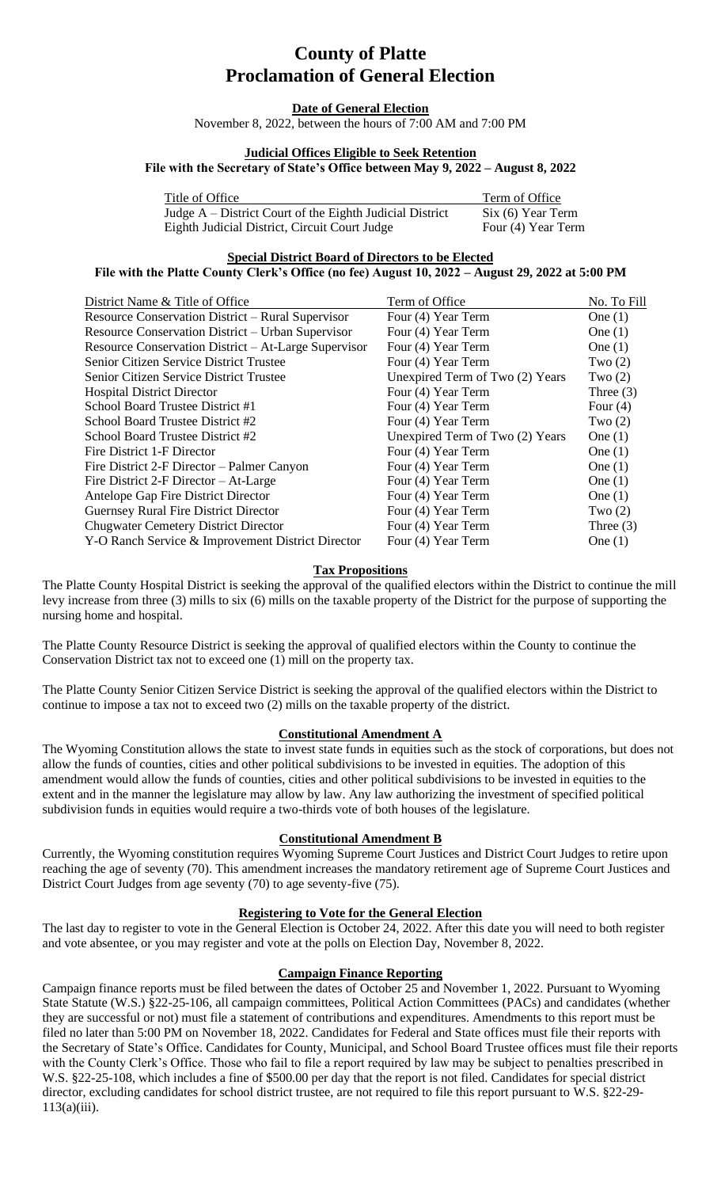# County of Platte
# Proclamation of General Election

**Date of General Election**

November 8, 2022, between the hours of 7:00 AM and 7:00 PM

**Judicial Offices Eligible to Seek Retention**

**File with the Secretary of State's Office between May 9, 2022 – August 8, 2022**

| Title of Office | Term of Office |
|---|---|
| Judge A – District Court of the Eighth Judicial District | Six (6) Year Term |
| Eighth Judicial District, Circuit Court Judge | Four (4) Year Term |

**Special District Board of Directors to be Elected**

**File with the Platte County Clerk's Office (no fee) August 10, 2022 – August 29, 2022 at 5:00 PM**

| District Name & Title of Office | Term of Office | No. To Fill |
|---|---|---|
| Resource Conservation District – Rural Supervisor | Four (4) Year Term | One (1) |
| Resource Conservation District – Urban Supervisor | Four (4) Year Term | One (1) |
| Resource Conservation District – At-Large Supervisor | Four (4) Year Term | One (1) |
| Senior Citizen Service District Trustee | Four (4) Year Term | Two (2) |
| Senior Citizen Service District Trustee | Unexpired Term of Two (2) Years | Two (2) |
| Hospital District Director | Four (4) Year Term | Three (3) |
| School Board Trustee District #1 | Four (4) Year Term | Four (4) |
| School Board Trustee District #2 | Four (4) Year Term | Two (2) |
| School Board Trustee District #2 | Unexpired Term of Two (2) Years | One (1) |
| Fire District 1-F Director | Four (4) Year Term | One (1) |
| Fire District 2-F Director – Palmer Canyon | Four (4) Year Term | One (1) |
| Fire District 2-F Director – At-Large | Four (4) Year Term | One (1) |
| Antelope Gap Fire District Director | Four (4) Year Term | One (1) |
| Guernsey Rural Fire District Director | Four (4) Year Term | Two (2) |
| Chugwater Cemetery District Director | Four (4) Year Term | Three (3) |
| Y-O Ranch Service & Improvement District Director | Four (4) Year Term | One (1) |

**Tax Propositions**

The Platte County Hospital District is seeking the approval of the qualified electors within the District to continue the mill levy increase from three (3) mills to six (6) mills on the taxable property of the District for the purpose of supporting the nursing home and hospital.

The Platte County Resource District is seeking the approval of qualified electors within the County to continue the Conservation District tax not to exceed one (1) mill on the property tax.

The Platte County Senior Citizen Service District is seeking the approval of the qualified electors within the District to continue to impose a tax not to exceed two (2) mills on the taxable property of the district.

**Constitutional Amendment A**

The Wyoming Constitution allows the state to invest state funds in equities such as the stock of corporations, but does not allow the funds of counties, cities and other political subdivisions to be invested in equities. The adoption of this amendment would allow the funds of counties, cities and other political subdivisions to be invested in equities to the extent and in the manner the legislature may allow by law. Any law authorizing the investment of specified political subdivision funds in equities would require a two-thirds vote of both houses of the legislature.

**Constitutional Amendment B**

Currently, the Wyoming constitution requires Wyoming Supreme Court Justices and District Court Judges to retire upon reaching the age of seventy (70). This amendment increases the mandatory retirement age of Supreme Court Justices and District Court Judges from age seventy (70) to age seventy-five (75).

**Registering to Vote for the General Election**

The last day to register to vote in the General Election is October 24, 2022. After this date you will need to both register and vote absentee, or you may register and vote at the polls on Election Day, November 8, 2022.

**Campaign Finance Reporting**

Campaign finance reports must be filed between the dates of October 25 and November 1, 2022. Pursuant to Wyoming State Statute (W.S.) §22-25-106, all campaign committees, Political Action Committees (PACs) and candidates (whether they are successful or not) must file a statement of contributions and expenditures. Amendments to this report must be filed no later than 5:00 PM on November 18, 2022. Candidates for Federal and State offices must file their reports with the Secretary of State's Office. Candidates for County, Municipal, and School Board Trustee offices must file their reports with the County Clerk's Office. Those who fail to file a report required by law may be subject to penalties prescribed in W.S. §22-25-108, which includes a fine of $500.00 per day that the report is not filed. Candidates for special district director, excluding candidates for school district trustee, are not required to file this report pursuant to W.S. §22-29-113(a)(iii).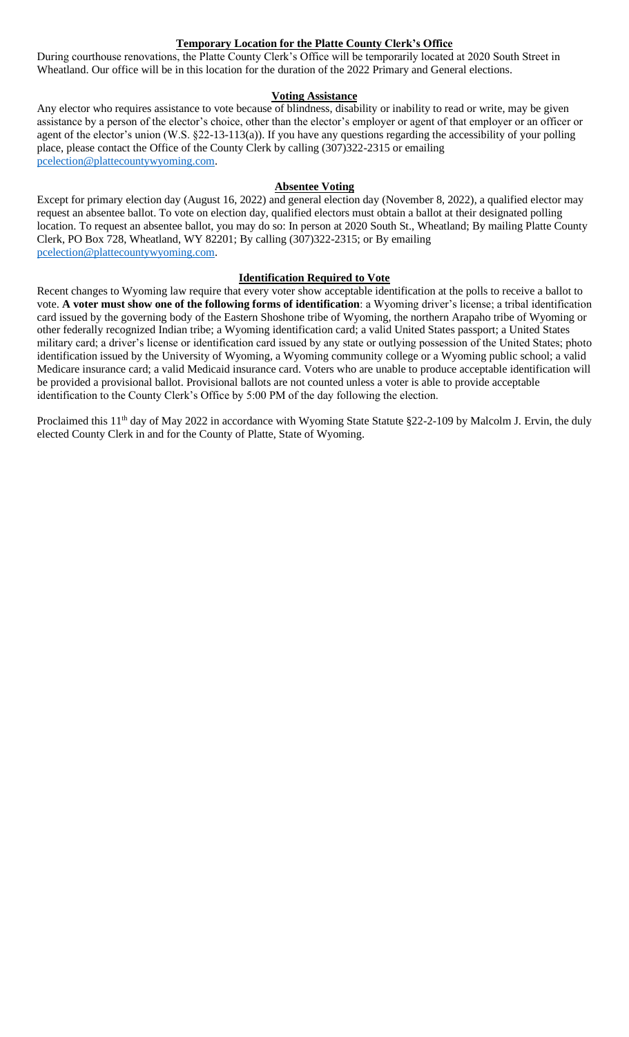## Temporary Location for the Platte County Clerk's Office

During courthouse renovations, the Platte County Clerk's Office will be temporarily located at 2020 South Street in Wheatland. Our office will be in this location for the duration of the 2022 Primary and General elections.

## Voting Assistance

Any elector who requires assistance to vote because of blindness, disability or inability to read or write, may be given assistance by a person of the elector's choice, other than the elector's employer or agent of that employer or an officer or agent of the elector's union (W.S. §22-13-113(a)). If you have any questions regarding the accessibility of your polling place, please contact the Office of the County Clerk by calling (307)322-2315 or emailing pcelection@plattecountywyoming.com.

## Absentee Voting

Except for primary election day (August 16, 2022) and general election day (November 8, 2022), a qualified elector may request an absentee ballot. To vote on election day, qualified electors must obtain a ballot at their designated polling location. To request an absentee ballot, you may do so: In person at 2020 South St., Wheatland; By mailing Platte County Clerk, PO Box 728, Wheatland, WY 82201; By calling (307)322-2315; or By emailing pcelection@plattecountywyoming.com.

## Identification Required to Vote

Recent changes to Wyoming law require that every voter show acceptable identification at the polls to receive a ballot to vote. **A voter must show one of the following forms of identification**: a Wyoming driver's license; a tribal identification card issued by the governing body of the Eastern Shoshone tribe of Wyoming, the northern Arapaho tribe of Wyoming or other federally recognized Indian tribe; a Wyoming identification card; a valid United States passport; a United States military card; a driver's license or identification card issued by any state or outlying possession of the United States; photo identification issued by the University of Wyoming, a Wyoming community college or a Wyoming public school; a valid Medicare insurance card; a valid Medicaid insurance card. Voters who are unable to produce acceptable identification will be provided a provisional ballot. Provisional ballots are not counted unless a voter is able to provide acceptable identification to the County Clerk's Office by 5:00 PM of the day following the election.

Proclaimed this 11th day of May 2022 in accordance with Wyoming State Statute §22-2-109 by Malcolm J. Ervin, the duly elected County Clerk in and for the County of Platte, State of Wyoming.